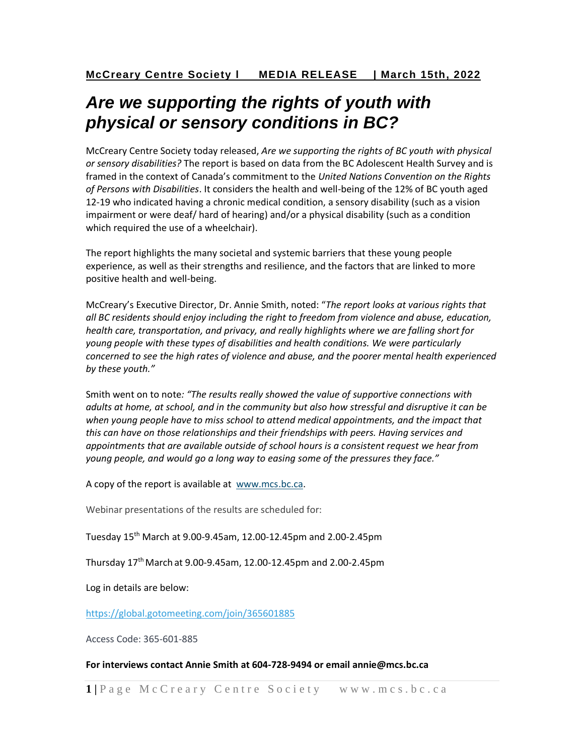**McCreary Centre Society l MEDIA RELEASE | March 15th, 2022**

# *Are we supporting the rights of youth with physical or sensory conditions in BC?*

McCreary Centre Society today released, *Are we supporting the rights of BC youth with physical or sensory disabilities?* The report is based on data from the BC Adolescent Health Survey and is framed in the context of Canada's commitment to the *United Nations Convention on the Rights of Persons with Disabilities*. It considers the health and well-being of the 12% of BC youth aged 12-19 who indicated having a chronic medical condition, a sensory disability (such as a vision impairment or were deaf/ hard of hearing) and/or a physical disability (such as a condition which required the use of a wheelchair).

The report highlights the many societal and systemic barriers that these young people experience, as well as their strengths and resilience, and the factors that are linked to more positive health and well-being.

McCreary's Executive Director, Dr. Annie Smith, noted: "*The report looks at various rights that all BC residents should enjoy including the right to freedom from violence and abuse, education, health care, transportation, and privacy, and really highlights where we are falling short for young people with these types of disabilities and health conditions. We were particularly concerned to see the high rates of violence and abuse, and the poorer mental health experienced by these youth."*

Smith went on to note*: "The results really showed the value of supportive connections with adults at home, at school, and in the community but also how stressful and disruptive it can be when young people have to miss school to attend medical appointments, and the impact that this can have on those relationships and their friendships with peers. Having services and appointments that are available outside of school hours is a consistent request we hear from young people, and would go a long way to easing some of the pressures they face."*

A copy of the report is available at [www.mcs.bc.ca](www.mcs.bc.ca).

Webinar presentations of the results are scheduled for:

Tuesday 15th March at 9.00-9.45am, 12.00-12.45pm and 2.00-2.45pm

Thursday 17th March at 9.00-9.45am, 12.00-12.45pm and 2.00-2.45pm

Log in details are below:

https://global.gotomeeting.com/join/365601885

Access Code: 365-601-885

**For interviews contact Annie Smith at 604-728-9494 or email annie@mcs.bc.ca**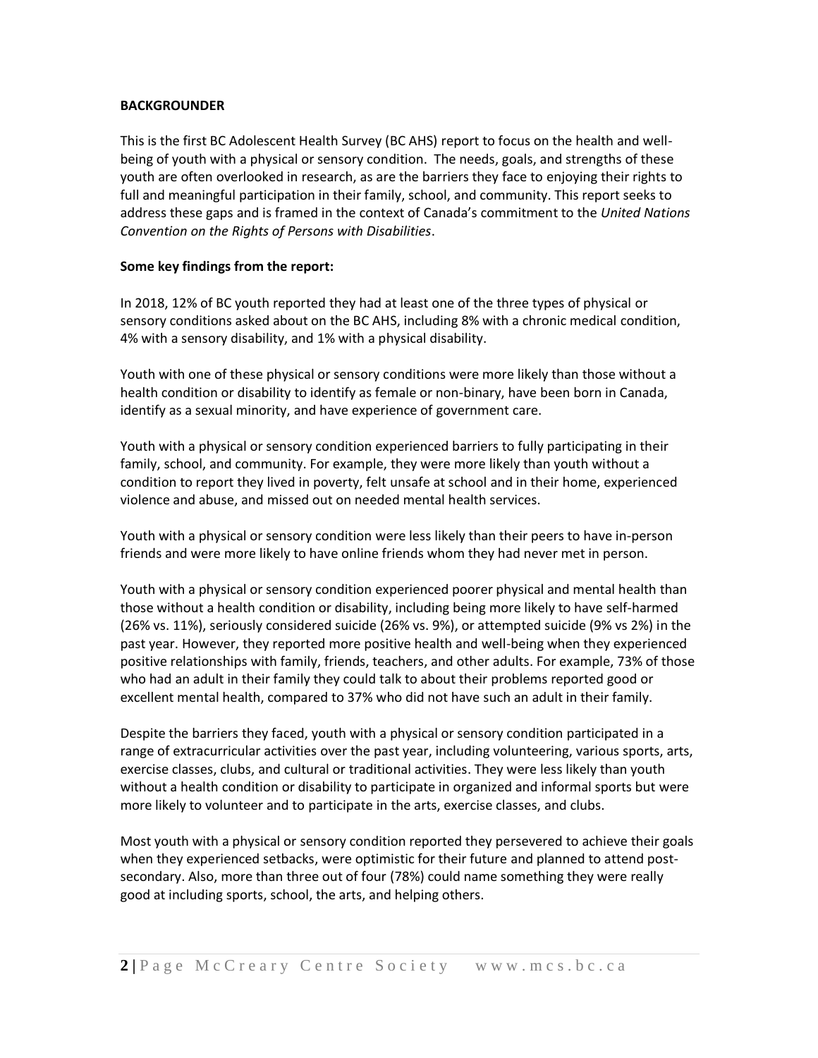**BACKGROUNDER**

This is the first BC Adolescent Health Survey (BC AHS) report to focus on the health and well-being of youth with a physical or sensory condition. The needs, goals, and strengths of these youth are often overlooked in research, as are the barriers they face to enjoying their rights to full and meaningful participation in their family, school, and community. This report seeks to address these gaps and is framed in the context of Canada's commitment to the *United Nations Convention on the Rights of Persons with Disabilities*.

**Some key findings from the report:**

In 2018, 12% of BC youth reported they had at least one of the three types of physical or sensory conditions asked about on the BC AHS, including 8% with a chronic medical condition, 4% with a sensory disability, and 1% with a physical disability.

Youth with one of these physical or sensory conditions were more likely than those without a health condition or disability to identify as female or non-binary, have been born in Canada, identify as a sexual minority, and have experience of government care.

Youth with a physical or sensory condition experienced barriers to fully participating in their family, school, and community. For example, they were more likely than youth without a condition to report they lived in poverty, felt unsafe at school and in their home, experienced violence and abuse, and missed out on needed mental health services.

Youth with a physical or sensory condition were less likely than their peers to have in-person friends and were more likely to have online friends whom they had never met in person.

Youth with a physical or sensory condition experienced poorer physical and mental health than those without a health condition or disability, including being more likely to have self-harmed (26% vs. 11%), seriously considered suicide (26% vs. 9%), or attempted suicide (9% vs 2%) in the past year. However, they reported more positive health and well-being when they experienced positive relationships with family, friends, teachers, and other adults. For example, 73% of those who had an adult in their family they could talk to about their problems reported good or excellent mental health, compared to 37% who did not have such an adult in their family.

Despite the barriers they faced, youth with a physical or sensory condition participated in a range of extracurricular activities over the past year, including volunteering, various sports, arts, exercise classes, clubs, and cultural or traditional activities. They were less likely than youth without a health condition or disability to participate in organized and informal sports but were more likely to volunteer and to participate in the arts, exercise classes, and clubs.

Most youth with a physical or sensory condition reported they persevered to achieve their goals when they experienced setbacks, were optimistic for their future and planned to attend post-secondary. Also, more than three out of four (78%) could name something they were really good at including sports, school, the arts, and helping others.